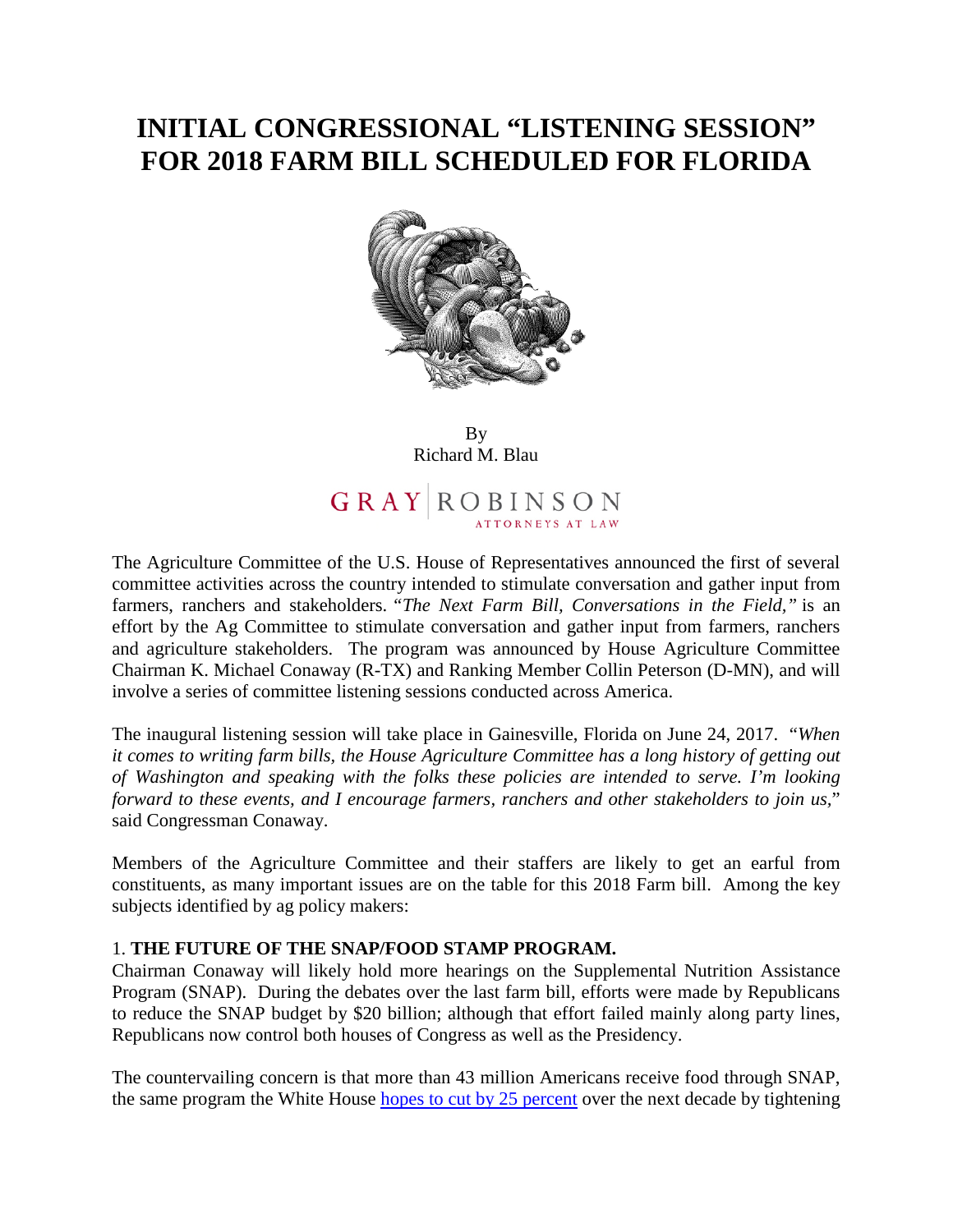# INITIAL CONGRESSIONAL "LISTENING SESSION" FOR 2018 FARM BILL SCHEDULED FOR FLORIDA

By
Richard M. Blau

GRAY | ROBINSON
ATTORNEYS AT LAW

The Agriculture Committee of the U.S. House of Representatives announced the first of several committee activities across the country intended to stimulate conversation and gather input from farmers, ranchers and stakeholders. "*The Next Farm Bill, Conversations in the Field,"* is an effort by the Ag Committee to stimulate conversation and gather input from farmers, ranchers and agriculture stakeholders. The program was announced by House Agriculture Committee Chairman K. Michael Conaway (R-TX) and Ranking Member Collin Peterson (D-MN), and will involve a series of committee listening sessions conducted across America.

The inaugural listening session will take place in Gainesville, Florida on June 24, 2017. "*When it comes to writing farm bills, the House Agriculture Committee has a long history of getting out of Washington and speaking with the folks these policies are intended to serve. I'm looking forward to these events, and I encourage farmers, ranchers and other stakeholders to join us,*" said Congressman Conaway.

Members of the Agriculture Committee and their staffers are likely to get an earful from constituents, as many important issues are on the table for this 2018 Farm bill. Among the key subjects identified by ag policy makers:

1. **THE FUTURE OF THE SNAP/FOOD STAMP PROGRAM.**
Chairman Conaway will likely hold more hearings on the Supplemental Nutrition Assistance Program (SNAP). During the debates over the last farm bill, efforts were made by Republicans to reduce the SNAP budget by $20 billion; although that effort failed mainly along party lines, Republicans now control both houses of Congress as well as the Presidency.

The countervailing concern is that more than 43 million Americans receive food through SNAP, the same program the White House hopes to cut by 25 percent over the next decade by tightening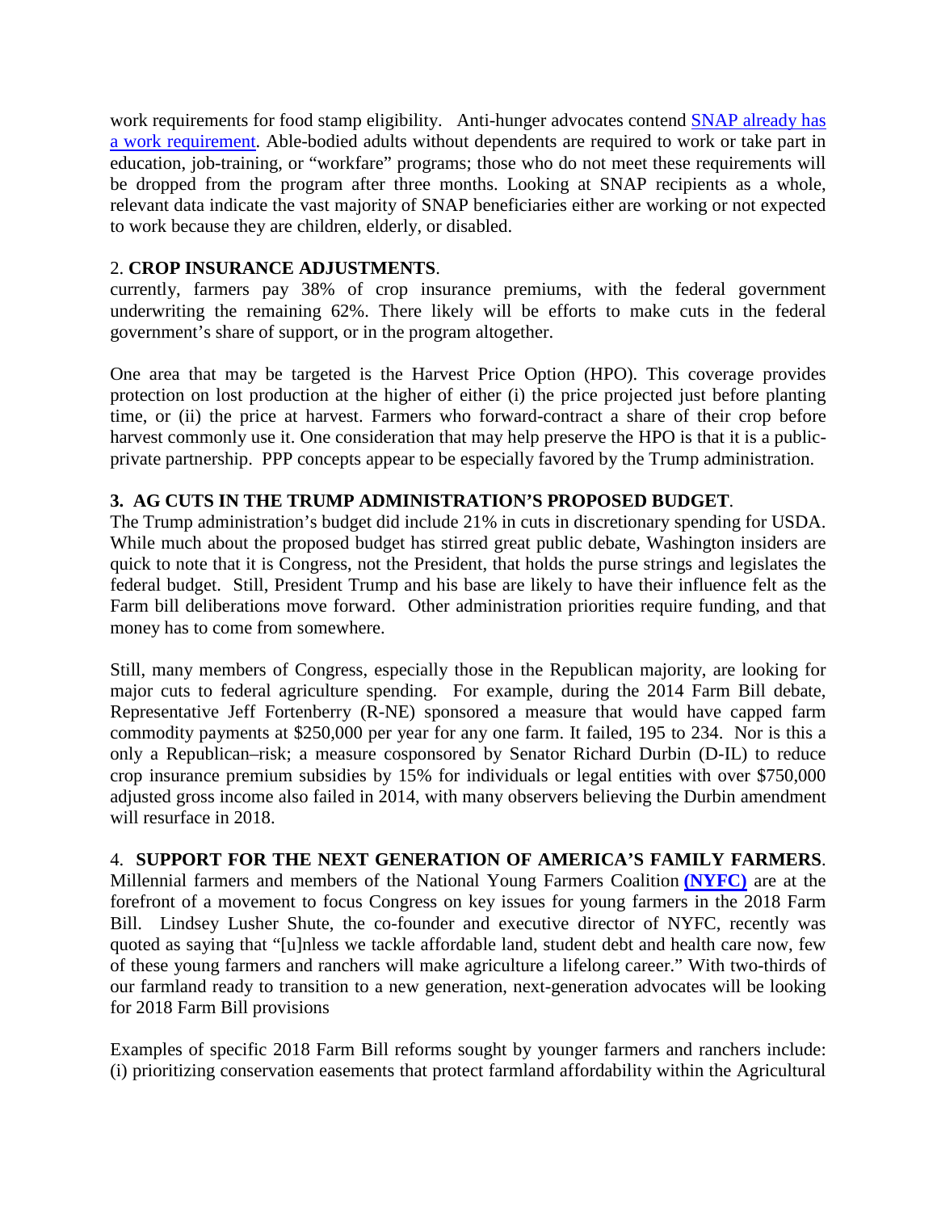work requirements for food stamp eligibility. Anti-hunger advocates contend [SAP already has a work requirement]. Able-bodied adults without dependents are required to work or take part in education, job-training, or "workfare" programs; those who do not meet these requirements will be dropped from the program after three months. Looking at SNAP recipients as a whole, relevant data indicate the vast majority of SNAP beneficiaries either are working or not expected to work because they are children, elderly, or disabled.

2. **CROP INSURANCE ADJUSTMENTS**.

currently, farmers pay 38% of crop insurance premiums, with the federal government underwriting the remaining 62%. There likely will be efforts to make cuts in the federal government's share of support, or in the program altogether.

One area that may be targeted is the Harvest Price Option (HPO). This coverage provides protection on lost production at the higher of either (i) the price projected just before planting time, or (ii) the price at harvest. Farmers who forward-contract a share of their crop before harvest commonly use it. One consideration that may help preserve the HPO is that it is a public-private partnership. PPP concepts appear to be especially favored by the Trump administration.

**3. AG CUTS IN THE TRUMP ADMINISTRATION'S PROPOSED BUDGET**.

The Trump administration's budget did include 21% in cuts in discretionary spending for USDA. While much about the proposed budget has stirred great public debate, Washington insiders are quick to note that it is Congress, not the President, that holds the purse strings and legislates the federal budget. Still, President Trump and his base are likely to have their influence felt as the Farm bill deliberations move forward. Other administration priorities require funding, and that money has to come from somewhere.

Still, many members of Congress, especially those in the Republican majority, are looking for major cuts to federal agriculture spending. For example, during the 2014 Farm Bill debate, Representative Jeff Fortenberry (R-NE) sponsored a measure that would have capped farm commodity payments at $250,000 per year for any one farm. It failed, 195 to 234. Nor is this a only a Republican–risk; a measure cosponsored by Senator Richard Durbin (D-IL) to reduce crop insurance premium subsidies by 15% for individuals or legal entities with over $750,000 adjusted gross income also failed in 2014, with many observers believing the Durbin amendment will resurface in 2018.

4. **SUPPORT FOR THE NEXT GENERATION OF AMERICA'S FAMILY FARMERS**.

Millennial farmers and members of the National Young Farmers Coalition **(NYFC)** are at the forefront of a movement to focus Congress on key issues for young farmers in the 2018 Farm Bill. Lindsey Lusher Shute, the co-founder and executive director of NYFC, recently was quoted as saying that "[u]nless we tackle affordable land, student debt and health care now, few of these young farmers and ranchers will make agriculture a lifelong career." With two-thirds of our farmland ready to transition to a new generation, next-generation advocates will be looking for 2018 Farm Bill provisions

Examples of specific 2018 Farm Bill reforms sought by younger farmers and ranchers include: (i) prioritizing conservation easements that protect farmland affordability within the Agricultural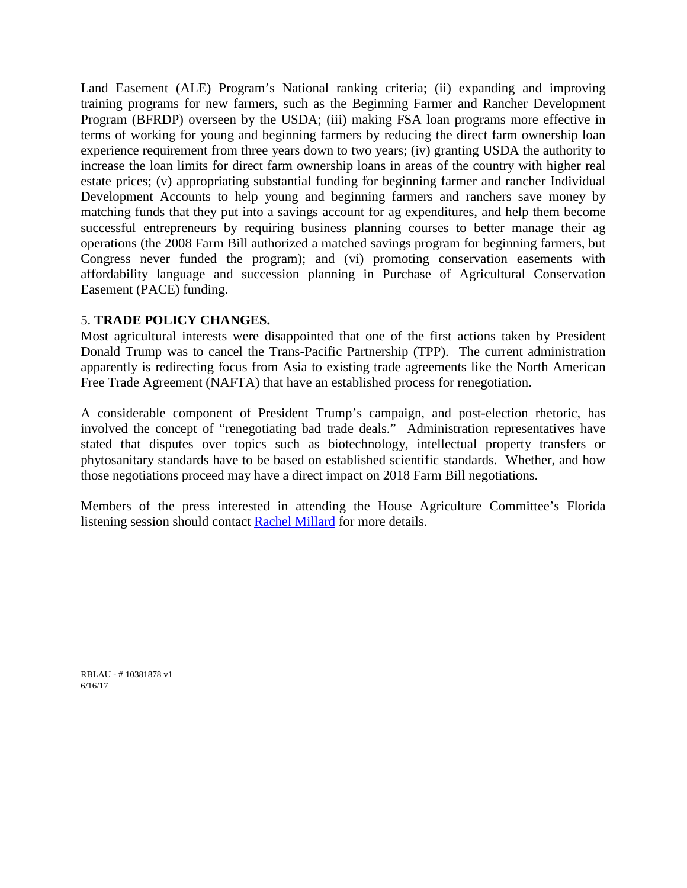Land Easement (ALE) Program's National ranking criteria; (ii) expanding and improving training programs for new farmers, such as the Beginning Farmer and Rancher Development Program (BFRDP) overseen by the USDA; (iii) making FSA loan programs more effective in terms of working for young and beginning farmers by reducing the direct farm ownership loan experience requirement from three years down to two years; (iv) granting USDA the authority to increase the loan limits for direct farm ownership loans in areas of the country with higher real estate prices; (v) appropriating substantial funding for beginning farmer and rancher Individual Development Accounts to help young and beginning farmers and ranchers save money by matching funds that they put into a savings account for ag expenditures, and help them become successful entrepreneurs by requiring business planning courses to better manage their ag operations (the 2008 Farm Bill authorized a matched savings program for beginning farmers, but Congress never funded the program); and (vi) promoting conservation easements with affordability language and succession planning in Purchase of Agricultural Conservation Easement (PACE) funding.

5. **TRADE POLICY CHANGES.**

Most agricultural interests were disappointed that one of the first actions taken by President Donald Trump was to cancel the Trans-Pacific Partnership (TPP). The current administration apparently is redirecting focus from Asia to existing trade agreements like the North American Free Trade Agreement (NAFTA) that have an established process for renegotiation.

A considerable component of President Trump's campaign, and post-election rhetoric, has involved the concept of "renegotiating bad trade deals." Administration representatives have stated that disputes over topics such as biotechnology, intellectual property transfers or phytosanitary standards have to be based on established scientific standards. Whether, and how those negotiations proceed may have a direct impact on 2018 Farm Bill negotiations.

Members of the press interested in attending the House Agriculture Committee's Florida listening session should contact Rachel Millard for more details.

RBLAU - # 10381878 v1
6/16/17